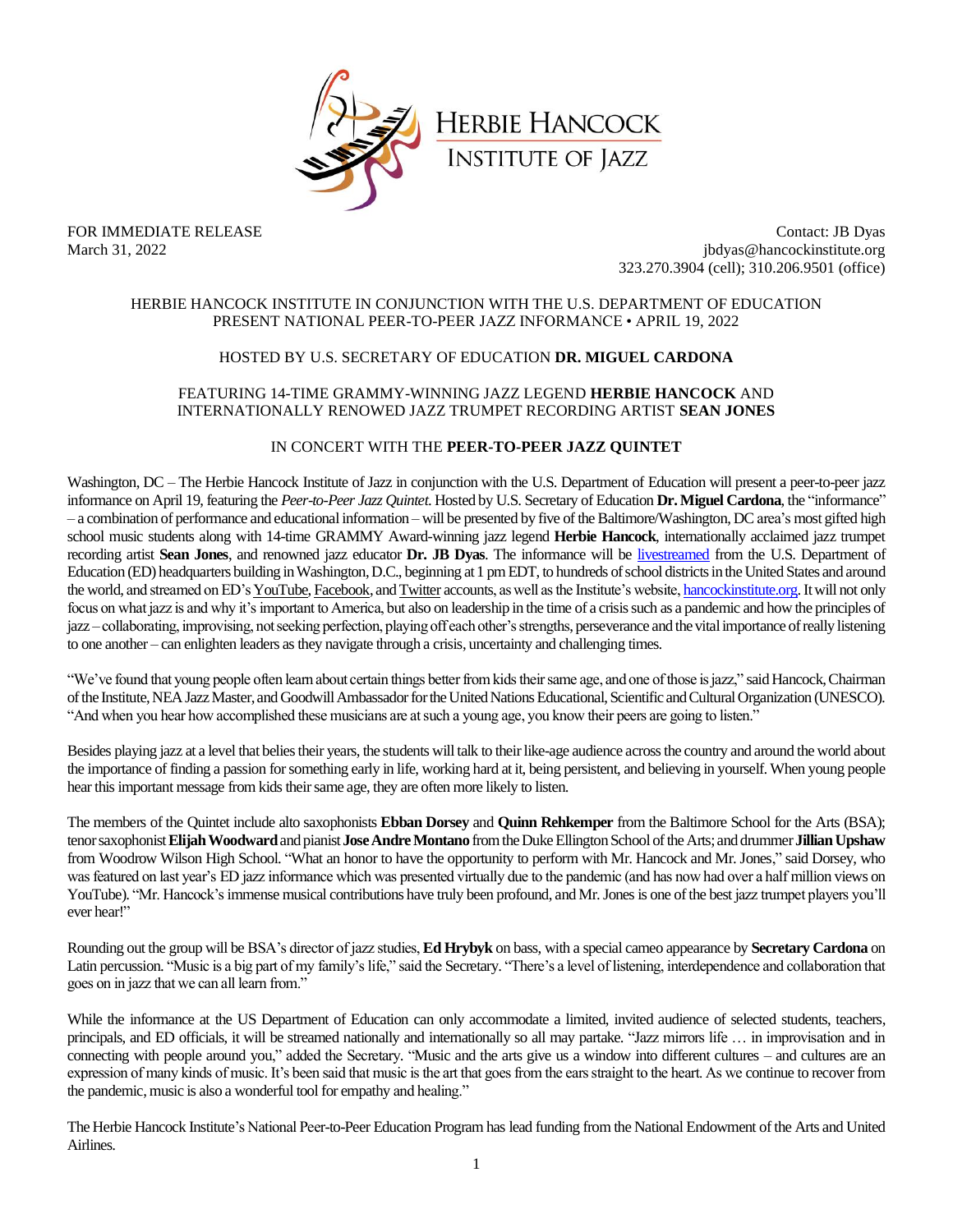HERBIE HANCOCK
INSTITUTE OF JAZZ

FOR IMMEDIATE RELEASE
March 31, 2022

Contact: JB Dyas
jbdyas@hancockinstitute.org
323.270.3904 (cell); 310.206.9501 (office)

HERBIE HANCOCK INSTITUTE IN CONJUNCTION WITH THE U.S. DEPARTMENT OF EDUCATION PRESENT NATIONAL PEER-TO-PEER JAZZ INFORMANCE • APRIL 19, 2022

HOSTED BY U.S. SECRETARY OF EDUCATION **DR. MIGUEL CARDONA**

FEATURING 14-TIME GRAMMY-WINNING JAZZ LEGEND **HERBIE HANCOCK** AND INTERNATIONALLY RENOWNED JAZZ TRUMPET RECORDING ARTIST **SEAN JONES**

IN CONCERT WITH THE **PEER-TO-PEER JAZZ QUINTET**

Washington, DC – The Herbie Hancock Institute of Jazz in conjunction with the U.S. Department of Education will present a peer-to-peer jazz informance on April 19, featuring the *Peer-to-Peer Jazz Quintet.* Hosted by U.S. Secretary of Education **Dr. Miguel Cardona**, the "informance" – a combination of performance and educational information – will be presented by five of the Baltimore/Washington, DC area's most gifted high school music students along with 14-time GRAMMY Award-winning jazz legend **Herbie Hancock**, internationally acclaimed jazz trumpet recording artist **Sean Jones**, and renowned jazz educator **Dr. JB Dyas**. The informance will be livestreamed from the U.S. Department of Education (ED) headquarters building in Washington, D.C., beginning at 1 pm EDT, to hundreds of school districts in the United States and around the world, and streamed on ED's YouTube, Facebook, and Twitter accounts, as well as the Institute's website, hancockinstitute.org. It will not only focus on what jazz is and why it's important to America, but also on leadership in the time of a crisis such as a pandemic and how the principles of jazz – collaborating, improvising, not seeking perfection, playing off each other's strengths, perseverance and the vital importance of really listening to one another – can enlighten leaders as they navigate through a crisis, uncertainty and challenging times.

"We've found that young people often learn about certain things better from kids their same age, and one of those is jazz," said Hancock, Chairman of the Institute, NEA Jazz Master, and Goodwill Ambassador for the United Nations Educational, Scientific and Cultural Organization (UNESCO). "And when you hear how accomplished these musicians are at such a young age, you know their peers are going to listen."

Besides playing jazz at a level that belies their years, the students will talk to their like-age audience across the country and around the world about the importance of finding a passion for something early in life, working hard at it, being persistent, and believing in yourself. When young people hear this important message from kids their same age, they are often more likely to listen.

The members of the Quintet include alto saxophonists **Ebban Dorsey** and **Quinn Rehkemper** from the Baltimore School for the Arts (BSA); tenor saxophonist **Elijah Woodward** and pianist **Jose Andre Montano** from the Duke Ellington School of the Arts; and drummer **Jillian Upshaw** from Woodrow Wilson High School. "What an honor to have the opportunity to perform with Mr. Hancock and Mr. Jones," said Dorsey, who was featured on last year's ED jazz informance which was presented virtually due to the pandemic (and has now had over a half million views on YouTube). "Mr. Hancock's immense musical contributions have truly been profound, and Mr. Jones is one of the best jazz trumpet players you'll ever hear!"

Rounding out the group will be BSA's director of jazz studies, **Ed Hrybyk** on bass, with a special cameo appearance by **Secretary Cardona** on Latin percussion. "Music is a big part of my family's life," said the Secretary. "There's a level of listening, interdependence and collaboration that goes on in jazz that we can all learn from."

While the informance at the US Department of Education can only accommodate a limited, invited audience of selected students, teachers, principals, and ED officials, it will be streamed nationally and internationally so all may partake. "Jazz mirrors life … in improvisation and in connecting with people around you," added the Secretary. "Music and the arts give us a window into different cultures – and cultures are an expression of many kinds of music. It's been said that music is the art that goes from the ears straight to the heart. As we continue to recover from the pandemic, music is also a wonderful tool for empathy and healing."

The Herbie Hancock Institute's National Peer-to-Peer Education Program has lead funding from the National Endowment of the Arts and United Airlines.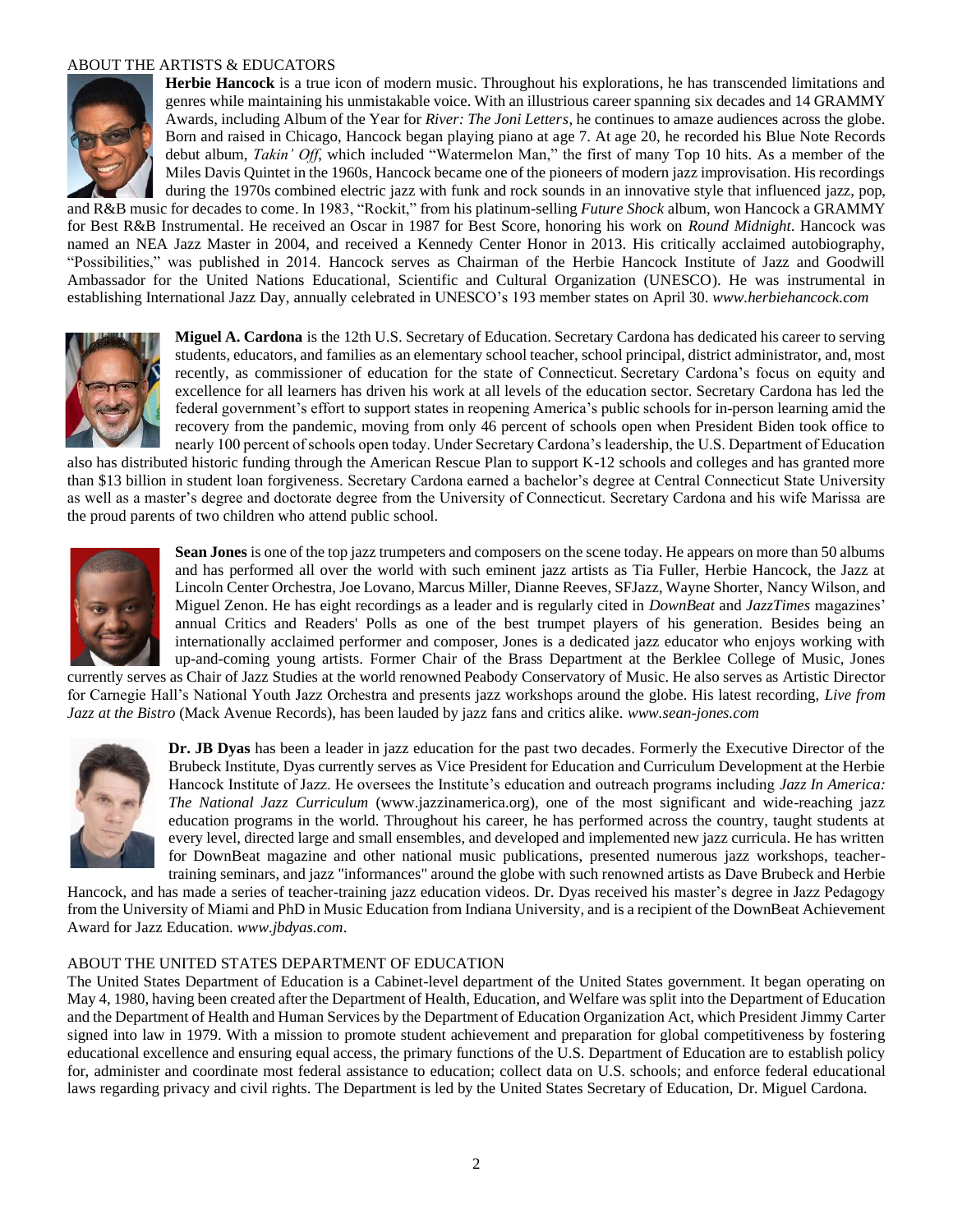## ABOUT THE ARTISTS & EDUCATORS

**Herbie Hancock** is a true icon of modern music. Throughout his explorations, he has transcended limitations and genres while maintaining his unmistakable voice. With an illustrious career spanning six decades and 14 GRAMMY Awards, including Album of the Year for *River: The Joni Letters*, he continues to amaze audiences across the globe. Born and raised in Chicago, Hancock began playing piano at age 7. At age 20, he recorded his Blue Note Records debut album, *Takin' Off*, which included "Watermelon Man," the first of many Top 10 hits. As a member of the Miles Davis Quintet in the 1960s, Hancock became one of the pioneers of modern jazz improvisation. His recordings during the 1970s combined electric jazz with funk and rock sounds in an innovative style that influenced jazz, pop, and R&B music for decades to come. In 1983, "Rockit," from his platinum-selling *Future Shock* album, won Hancock a GRAMMY for Best R&B Instrumental. He received an Oscar in 1987 for Best Score, honoring his work on *Round Midnight*. Hancock was named an NEA Jazz Master in 2004, and received a Kennedy Center Honor in 2013. His critically acclaimed autobiography, "Possibilities," was published in 2014. Hancock serves as Chairman of the Herbie Hancock Institute of Jazz and Goodwill Ambassador for the United Nations Educational, Scientific and Cultural Organization (UNESCO). He was instrumental in establishing International Jazz Day, annually celebrated in UNESCO's 193 member states on April 30. *www.herbiehancock.com*

**Miguel A. Cardona** is the 12th U.S. Secretary of Education. Secretary Cardona has dedicated his career to serving students, educators, and families as an elementary school teacher, school principal, district administrator, and, most recently, as commissioner of education for the state of Connecticut. Secretary Cardona's focus on equity and excellence for all learners has driven his work at all levels of the education sector. Secretary Cardona has led the federal government's effort to support states in reopening America's public schools for in-person learning amid the recovery from the pandemic, moving from only 46 percent of schools open when President Biden took office to nearly 100 percent of schools open today. Under Secretary Cardona's leadership, the U.S. Department of Education also has distributed historic funding through the American Rescue Plan to support K-12 schools and colleges and has granted more than $13 billion in student loan forgiveness. Secretary Cardona earned a bachelor's degree at Central Connecticut State University as well as a master's degree and doctorate degree from the University of Connecticut. Secretary Cardona and his wife Marissa are the proud parents of two children who attend public school.

**Sean Jones** is one of the top jazz trumpeters and composers on the scene today. He appears on more than 50 albums and has performed all over the world with such eminent jazz artists as Tia Fuller, Herbie Hancock, the Jazz at Lincoln Center Orchestra, Joe Lovano, Marcus Miller, Dianne Reeves, SFJazz, Wayne Shorter, Nancy Wilson, and Miguel Zenon. He has eight recordings as a leader and is regularly cited in *DownBeat* and *JazzTimes* magazines' annual Critics and Readers' Polls as one of the best trumpet players of his generation. Besides being an internationally acclaimed performer and composer, Jones is a dedicated jazz educator who enjoys working with up-and-coming young artists. Former Chair of the Brass Department at the Berklee College of Music, Jones currently serves as Chair of Jazz Studies at the world renowned Peabody Conservatory of Music. He also serves as Artistic Director for Carnegie Hall's National Youth Jazz Orchestra and presents jazz workshops around the globe. His latest recording, *Live from Jazz at the Bistro* (Mack Avenue Records), has been lauded by jazz fans and critics alike. *www.sean-jones.com*

**Dr. JB Dyas** has been a leader in jazz education for the past two decades. Formerly the Executive Director of the Brubeck Institute, Dyas currently serves as Vice President for Education and Curriculum Development at the Herbie Hancock Institute of Jazz. He oversees the Institute's education and outreach programs including *Jazz In America: The National Jazz Curriculum* (www.jazzinamerica.org), one of the most significant and wide-reaching jazz education programs in the world. Throughout his career, he has performed across the country, taught students at every level, directed large and small ensembles, and developed and implemented new jazz curricula. He has written for DownBeat magazine and other national music publications, presented numerous jazz workshops, teacher-training seminars, and jazz "informances" around the globe with such renowned artists as Dave Brubeck and Herbie Hancock, and has made a series of teacher-training jazz education videos. Dr. Dyas received his master's degree in Jazz Pedagogy from the University of Miami and PhD in Music Education from Indiana University, and is a recipient of the DownBeat Achievement Award for Jazz Education. *www.jbdyas.com*.

## ABOUT THE UNITED STATES DEPARTMENT OF EDUCATION

The United States Department of Education is a Cabinet-level department of the United States government. It began operating on May 4, 1980, having been created after the Department of Health, Education, and Welfare was split into the Department of Education and the Department of Health and Human Services by the Department of Education Organization Act, which President Jimmy Carter signed into law in 1979. With a mission to promote student achievement and preparation for global competitiveness by fostering educational excellence and ensuring equal access, the primary functions of the U.S. Department of Education are to establish policy for, administer and coordinate most federal assistance to education; collect data on U.S. schools; and enforce federal educational laws regarding privacy and civil rights. The Department is led by the United States Secretary of Education, Dr. Miguel Cardona.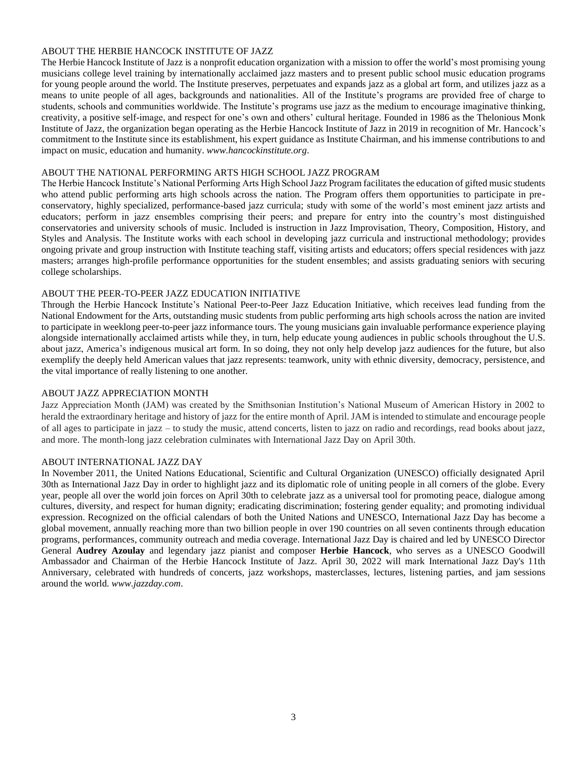## ABOUT THE HERBIE HANCOCK INSTITUTE OF JAZZ

The Herbie Hancock Institute of Jazz is a nonprofit education organization with a mission to offer the world's most promising young musicians college level training by internationally acclaimed jazz masters and to present public school music education programs for young people around the world. The Institute preserves, perpetuates and expands jazz as a global art form, and utilizes jazz as a means to unite people of all ages, backgrounds and nationalities. All of the Institute's programs are provided free of charge to students, schools and communities worldwide. The Institute's programs use jazz as the medium to encourage imaginative thinking, creativity, a positive self-image, and respect for one's own and others' cultural heritage. Founded in 1986 as the Thelonious Monk Institute of Jazz, the organization began operating as the Herbie Hancock Institute of Jazz in 2019 in recognition of Mr. Hancock's commitment to the Institute since its establishment, his expert guidance as Institute Chairman, and his immense contributions to and impact on music, education and humanity. *www.hancockinstitute.org*.

## ABOUT THE NATIONAL PERFORMING ARTS HIGH SCHOOL JAZZ PROGRAM

The Herbie Hancock Institute's National Performing Arts High School Jazz Program facilitates the education of gifted music students who attend public performing arts high schools across the nation. The Program offers them opportunities to participate in pre-conservatory, highly specialized, performance-based jazz curricula; study with some of the world's most eminent jazz artists and educators; perform in jazz ensembles comprising their peers; and prepare for entry into the country's most distinguished conservatories and university schools of music. Included is instruction in Jazz Improvisation, Theory, Composition, History, and Styles and Analysis. The Institute works with each school in developing jazz curricula and instructional methodology; provides ongoing private and group instruction with Institute teaching staff, visiting artists and educators; offers special residences with jazz masters; arranges high-profile performance opportunities for the student ensembles; and assists graduating seniors with securing college scholarships.

## ABOUT THE PEER-TO-PEER JAZZ EDUCATION INITIATIVE

Through the Herbie Hancock Institute's National Peer-to-Peer Jazz Education Initiative, which receives lead funding from the National Endowment for the Arts, outstanding music students from public performing arts high schools across the nation are invited to participate in weeklong peer-to-peer jazz informance tours. The young musicians gain invaluable performance experience playing alongside internationally acclaimed artists while they, in turn, help educate young audiences in public schools throughout the U.S. about jazz, America's indigenous musical art form. In so doing, they not only help develop jazz audiences for the future, but also exemplify the deeply held American values that jazz represents: teamwork, unity with ethnic diversity, democracy, persistence, and the vital importance of really listening to one another.

## ABOUT JAZZ APPRECIATION MONTH

Jazz Appreciation Month (JAM) was created by the Smithsonian Institution's National Museum of American History in 2002 to herald the extraordinary heritage and history of jazz for the entire month of April. JAM is intended to stimulate and encourage people of all ages to participate in jazz – to study the music, attend concerts, listen to jazz on radio and recordings, read books about jazz, and more. The month-long jazz celebration culminates with International Jazz Day on April 30th.

## ABOUT INTERNATIONAL JAZZ DAY

In November 2011, the United Nations Educational, Scientific and Cultural Organization (UNESCO) officially designated April 30th as International Jazz Day in order to highlight jazz and its diplomatic role of uniting people in all corners of the globe. Every year, people all over the world join forces on April 30th to celebrate jazz as a universal tool for promoting peace, dialogue among cultures, diversity, and respect for human dignity; eradicating discrimination; fostering gender equality; and promoting individual expression. Recognized on the official calendars of both the United Nations and UNESCO, International Jazz Day has become a global movement, annually reaching more than two billion people in over 190 countries on all seven continents through education programs, performances, community outreach and media coverage. International Jazz Day is chaired and led by UNESCO Director General **Audrey Azoulay** and legendary jazz pianist and composer **Herbie Hancock**, who serves as a UNESCO Goodwill Ambassador and Chairman of the Herbie Hancock Institute of Jazz. April 30, 2022 will mark International Jazz Day's 11th Anniversary, celebrated with hundreds of concerts, jazz workshops, masterclasses, lectures, listening parties, and jam sessions around the world. *www.jazzday.com*.